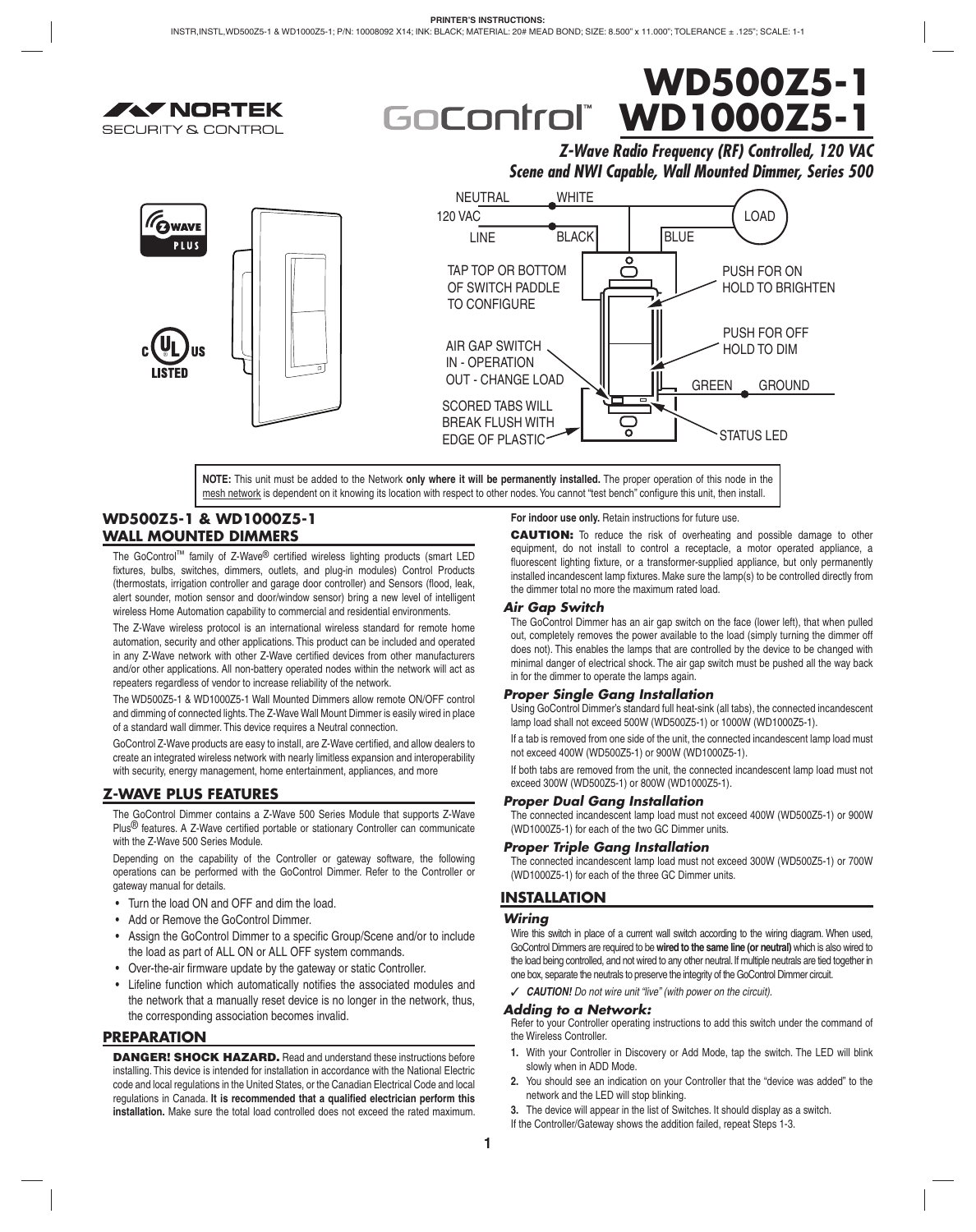**PRINTER'S INSTRUCTIONS:**
INSTR,INSTL,WD500Z5-1 & WD1000Z5-1; P/N: 10008092 X14; INK: BLACK; MATERIAL: 20# MEAD BOND; SIZE: 8.500" x 11.000"; TOLERANCE ± .125"; SCALE: 1-1

NORTEK SECURITY & CONTROL

GoControl™

# WD500Z5-1 WD1000Z5-1

***Z-Wave Radio Frequency (RF) Controlled, 120 VAC Scene and NWI Capable, Wall Mounted Dimmer, Series 500***

NEUTRAL — WHITE
120 VAC
LINE — BLACK
BLUE — LOAD

TAP TOP OR BOTTOM OF SWITCH PADDLE TO CONFIGURE

PUSH FOR ON
HOLD TO BRIGHTEN

PUSH FOR OFF
HOLD TO DIM

AIR GAP SWITCH
IN - OPERATION
OUT - CHANGE LOAD

GREEN — GROUND

SCORED TABS WILL BREAK FLUSH WITH EDGE OF PLASTIC

STATUS LED

**NOTE:** This unit must be added to the Network **only where it will be permanently installed.** The proper operation of this node in the mesh network is dependent on it knowing its location with respect to other nodes. You cannot "test bench" configure this unit, then install.

## WD500Z5-1 & WD1000Z5-1 WALL MOUNTED DIMMERS

The GoControl™ family of Z-Wave® certified wireless lighting products (smart LED fixtures, bulbs, switches, dimmers, outlets, and plug-in modules) Control Products (thermostats, irrigation controller and garage door controller) and Sensors (flood, leak, alert sounder, motion sensor and door/window sensor) bring a new level of intelligent wireless Home Automation capability to commercial and residential environments.

The Z-Wave wireless protocol is an international wireless standard for remote home automation, security and other applications. This product can be included and operated in any Z-Wave network with other Z-Wave certified devices from other manufacturers and/or other applications. All non-battery operated nodes within the network will act as repeaters regardless of vendor to increase reliability of the network.

The WD500Z5-1 & WD1000Z5-1 Wall Mounted Dimmers allow remote ON/OFF control and dimming of connected lights. The Z-Wave Wall Mount Dimmer is easily wired in place of a standard wall dimmer. This device requires a Neutral connection.

GoControl Z-Wave products are easy to install, are Z-Wave certified, and allow dealers to create an integrated wireless network with nearly limitless expansion and interoperability with security, energy management, home entertainment, appliances, and more

## Z-WAVE PLUS FEATURES

The GoControl Dimmer contains a Z-Wave 500 Series Module that supports Z-Wave Plus® features. A Z-Wave certified portable or stationary Controller can communicate with the Z-Wave 500 Series Module.

Depending on the capability of the Controller or gateway software, the following operations can be performed with the GoControl Dimmer. Refer to the Controller or gateway manual for details.

- Turn the load ON and OFF and dim the load.
- Add or Remove the GoControl Dimmer.
- Assign the GoControl Dimmer to a specific Group/Scene and/or to include the load as part of ALL ON or ALL OFF system commands.
- Over-the-air firmware update by the gateway or static Controller.
- Lifeline function which automatically notifies the associated modules and the network that a manually reset device is no longer in the network, thus, the corresponding association becomes invalid.

## PREPARATION

**DANGER! SHOCK HAZARD.** Read and understand these instructions before installing. This device is intended for installation in accordance with the National Electric code and local regulations in the United States, or the Canadian Electrical Code and local regulations in Canada. **It is recommended that a qualified electrician perform this installation.** Make sure the total load controlled does not exceed the rated maximum.

**For indoor use only.** Retain instructions for future use.

**CAUTION:** To reduce the risk of overheating and possible damage to other equipment, do not install to control a receptacle, a motor operated appliance, a fluorescent lighting fixture, or a transformer-supplied appliance, but only permanently installed incandescent lamp fixtures. Make sure the lamp(s) to be controlled directly from the dimmer total no more the maximum rated load.

### *Air Gap Switch*

The GoControl Dimmer has an air gap switch on the face (lower left), that when pulled out, completely removes the power available to the load (simply turning the dimmer off does not). This enables the lamps that are controlled by the device to be changed with minimal danger of electrical shock. The air gap switch must be pushed all the way back in for the dimmer to operate the lamps again.

### *Proper Single Gang Installation*

Using GoControl Dimmer's standard full heat-sink (all tabs), the connected incandescent lamp load shall not exceed 500W (WD500Z5-1) or 1000W (WD1000Z5-1).

If a tab is removed from one side of the unit, the connected incandescent lamp load must not exceed 400W (WD500Z5-1) or 900W (WD1000Z5-1).

If both tabs are removed from the unit, the connected incandescent lamp load must not exceed 300W (WD500Z5-1) or 800W (WD1000Z5-1).

### *Proper Dual Gang Installation*

The connected incandescent lamp load must not exceed 400W (WD500Z5-1) or 900W (WD1000Z5-1) for each of the two GC Dimmer units.

### *Proper Triple Gang Installation*

The connected incandescent lamp load must not exceed 300W (WD500Z5-1) or 700W (WD1000Z5-1) for each of the three GC Dimmer units.

## INSTALLATION

### *Wiring*

Wire this switch in place of a current wall switch according to the wiring diagram. When used, GoControl Dimmers are required to be **wired to the same line (or neutral)** which is also wired to the load being controlled, and not wired to any other neutral. If multiple neutrals are tied together in one box, separate the neutrals to preserve the integrity of the GoControl Dimmer circuit.

✓ ***CAUTION!*** *Do not wire unit "live" (with power on the circuit).*

### *Adding to a Network:*

Refer to your Controller operating instructions to add this switch under the command of the Wireless Controller.

1. With your Controller in Discovery or Add Mode, tap the switch. The LED will blink slowly when in ADD Mode.
2. You should see an indication on your Controller that the "device was added" to the network and the LED will stop blinking.
3. The device will appear in the list of Switches. It should display as a switch.

If the Controller/Gateway shows the addition failed, repeat Steps 1-3.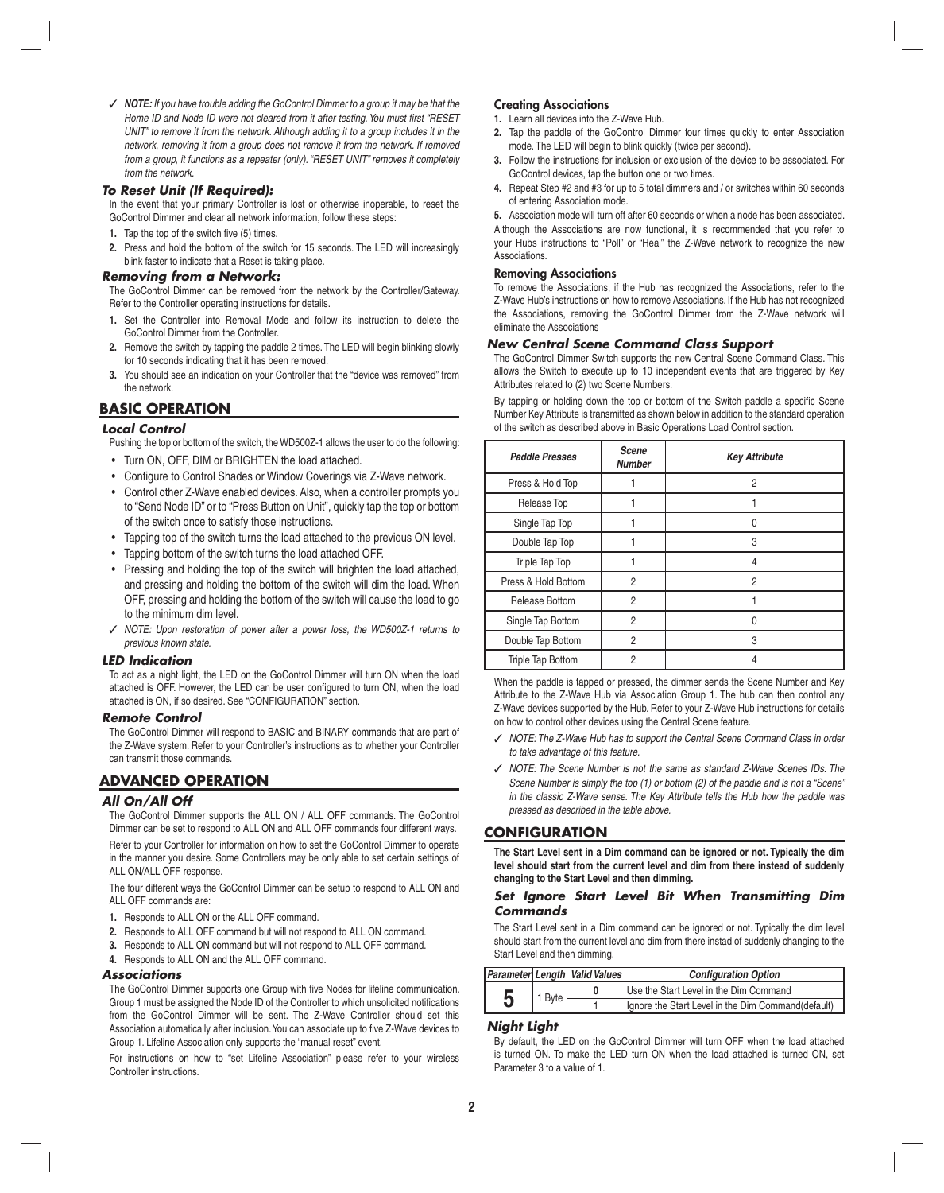✓ ***NOTE:*** *If you have trouble adding the GoControl Dimmer to a group it may be that the Home ID and Node ID were not cleared from it after testing. You must first "RESET UNIT" to remove it from the network. Although adding it to a group includes it in the network, removing it from a group does not remove it from the network. If removed from a group, it functions as a repeater (only). "RESET UNIT" removes it completely from the network.*

### To Reset Unit (If Required):

In the event that your primary Controller is lost or otherwise inoperable, to reset the GoControl Dimmer and clear all network information, follow these steps:

1. Tap the top of the switch five (5) times.
2. Press and hold the bottom of the switch for 15 seconds. The LED will increasingly blink faster to indicate that a Reset is taking place.

### Removing from a Network:

The GoControl Dimmer can be removed from the network by the Controller/Gateway. Refer to the Controller operating instructions for details.

1. Set the Controller into Removal Mode and follow its instruction to delete the GoControl Dimmer from the Controller.
2. Remove the switch by tapping the paddle 2 times. The LED will begin blinking slowly for 10 seconds indicating that it has been removed.
3. You should see an indication on your Controller that the "device was removed" from the network.

## BASIC OPERATION

### Local Control

Pushing the top or bottom of the switch, the WD500Z-1 allows the user to do the following:

- Turn ON, OFF, DIM or BRIGHTEN the load attached.
- Configure to Control Shades or Window Coverings via Z-Wave network.
- Control other Z-Wave enabled devices. Also, when a controller prompts you to "Send Node ID" or to "Press Button on Unit", quickly tap the top or bottom of the switch once to satisfy those instructions.
- Tapping top of the switch turns the load attached to the previous ON level.
- Tapping bottom of the switch turns the load attached OFF.
- Pressing and holding the top of the switch will brighten the load attached, and pressing and holding the bottom of the switch will dim the load. When OFF, pressing and holding the bottom of the switch will cause the load to go to the minimum dim level.

✓ *NOTE: Upon restoration of power after a power loss, the WD500Z-1 returns to previous known state.*

### LED Indication

To act as a night light, the LED on the GoControl Dimmer will turn ON when the load attached is OFF. However, the LED can be user configured to turn ON, when the load attached is ON, if so desired. See "CONFIGURATION" section.

### Remote Control

The GoControl Dimmer will respond to BASIC and BINARY commands that are part of the Z-Wave system. Refer to your Controller's instructions as to whether your Controller can transmit those commands.

## ADVANCED OPERATION

### All On/All Off

The GoControl Dimmer supports the ALL ON / ALL OFF commands. The GoControl Dimmer can be set to respond to ALL ON and ALL OFF commands four different ways.

Refer to your Controller for information on how to set the GoControl Dimmer to operate in the manner you desire. Some Controllers may be only able to set certain settings of ALL ON/ALL OFF response.

The four different ways the GoControl Dimmer can be setup to respond to ALL ON and ALL OFF commands are:

1. Responds to ALL ON or the ALL OFF command.
2. Responds to ALL OFF command but will not respond to ALL ON command.
3. Responds to ALL ON command but will not respond to ALL OFF command.
4. Responds to ALL ON and the ALL OFF command.

### Associations

The GoControl Dimmer supports one Group with five Nodes for lifeline communication. Group 1 must be assigned the Node ID of the Controller to which unsolicited notifications from the GoControl Dimmer will be sent. The Z-Wave Controller should set this Association automatically after inclusion. You can associate up to five Z-Wave devices to Group 1. Lifeline Association only supports the "manual reset" event.

For instructions on how to "set Lifeline Association" please refer to your wireless Controller instructions.

#### Creating Associations

1. Learn all devices into the Z-Wave Hub.
2. Tap the paddle of the GoControl Dimmer four times quickly to enter Association mode. The LED will begin to blink quickly (twice per second).
3. Follow the instructions for inclusion or exclusion of the device to be associated. For GoControl devices, tap the button one or two times.
4. Repeat Step #2 and #3 for up to 5 total dimmers and / or switches within 60 seconds of entering Association mode.
5. Association mode will turn off after 60 seconds or when a node has been associated.

Although the Associations are now functional, it is recommended that you refer to your Hubs instructions to "Poll" or "Heal" the Z-Wave network to recognize the new Associations.

#### Removing Associations

To remove the Associations, if the Hub has recognized the Associations, refer to the Z-Wave Hub's instructions on how to remove Associations. If the Hub has not recognized the Associations, removing the GoControl Dimmer from the Z-Wave network will eliminate the Associations

### New Central Scene Command Class Support

The GoControl Dimmer Switch supports the new Central Scene Command Class. This allows the Switch to execute up to 10 independent events that are triggered by Key Attributes related to (2) two Scene Numbers.

By tapping or holding down the top or bottom of the Switch paddle a specific Scene Number Key Attribute is transmitted as shown below in addition to the standard operation of the switch as described above in Basic Operations Load Control section.

| *Paddle Presses* | *Scene Number* | *Key Attribute* |
|---|---|---|
| Press & Hold Top | 1 | 2 |
| Release Top | 1 | 1 |
| Single Tap Top | 1 | 0 |
| Double Tap Top | 1 | 3 |
| Triple Tap Top | 1 | 4 |
| Press & Hold Bottom | 2 | 2 |
| Release Bottom | 2 | 1 |
| Single Tap Bottom | 2 | 0 |
| Double Tap Bottom | 2 | 3 |
| Triple Tap Bottom | 2 | 4 |

When the paddle is tapped or pressed, the dimmer sends the Scene Number and Key Attribute to the Z-Wave Hub via Association Group 1. The hub can then control any Z-Wave devices supported by the Hub. Refer to your Z-Wave Hub instructions for details on how to control other devices using the Central Scene feature.

✓ *NOTE: The Z-Wave Hub has to support the Central Scene Command Class in order to take advantage of this feature.*

✓ *NOTE: The Scene Number is not the same as standard Z-Wave Scenes IDs. The Scene Number is simply the top (1) or bottom (2) of the paddle and is not a "Scene" in the classic Z-Wave sense. The Key Attribute tells the Hub how the paddle was pressed as described in the table above.*

## CONFIGURATION

**The Start Level sent in a Dim command can be ignored or not. Typically the dim level should start from the current level and dim from there instead of suddenly changing to the Start Level and then dimming.**

### Set Ignore Start Level Bit When Transmitting Dim Commands

The Start Level sent in a Dim command can be ignored or not. Typically the dim level should start from the current level and dim from there instad of suddenly changing to the Start Level and then dimming.

| *Parameter* | *Length* | *Valid Values* | *Configuration Option* |
|---|---|---|---|
| **5** | 1 Byte | **0** | Use the Start Level in the Dim Command |
| | | 1 | Ignore the Start Level in the Dim Command(default) |

### Night Light

By default, the LED on the GoControl Dimmer will turn OFF when the load attached is turned ON. To make the LED turn ON when the load attached is turned ON, set Parameter 3 to a value of 1.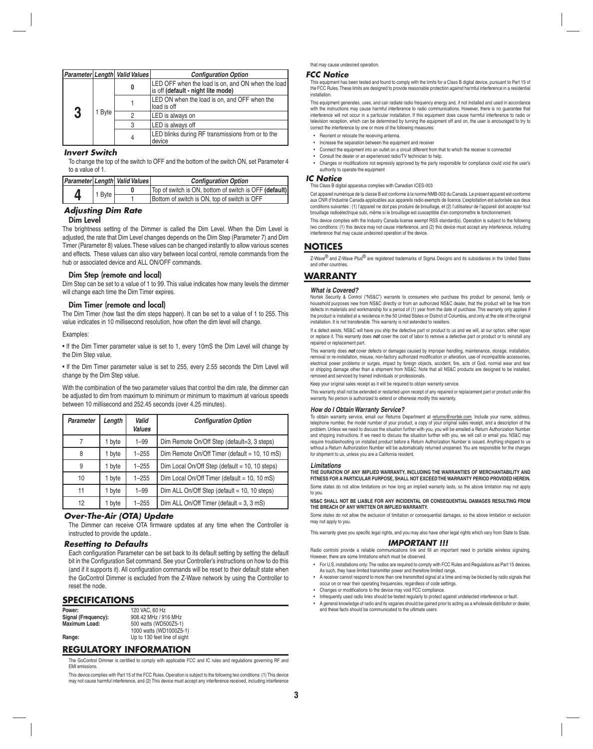| Parameter | Length | Valid Values | Configuration Option |
|---|---|---|---|
| 3 | 1 Byte | 0 | LED OFF when the load is on, AND ON when the load is off **(default - night lite mode)** |
| | | 1 | LED ON when the load is on, and OFF when the load is off |
| | | 2 | LED is always on |
| | | 3 | LED is always off |
| | | 4 | LED blinks during RF transmissions from or to the device |

### Invert Switch

To change the top of the switch to OFF and the bottom of the switch ON, set Parameter 4 to a value of 1.

| Parameter | Length | Valid Values | Configuration Option |
|---|---|---|---|
| 4 | 1 Byte | 0 | Top of switch is ON, bottom of switch is OFF **(default)** |
| | | 1 | Bottom of switch is ON, top of switch is OFF |

### Adjusting Dim Rate

#### Dim Level

The brightness setting of the Dimmer is called the Dim Level. When the Dim Level is adjusted, the rate that Dim Level changes depends on the Dim Step (Parameter 7) and Dim Timer (Parameter 8) values. These values can be changed instantly to allow various scenes and effects. These values can also vary between local control, remote commands from the hub or associated device and ALL ON/OFF commands.

#### Dim Step (remote and local)

Dim Step can be set to a value of 1 to 99. This value indicates how many levels the dimmer will change each time the Dim Timer expires.

#### Dim Timer (remote and local)

The Dim Timer (how fast the dim steps happen). It can be set to a value of 1 to 255. This value indicates in 10 millisecond resolution, how often the dim level will change.

Examples:

• If the Dim Timer parameter value is set to 1, every 10mS the Dim Level will change by the Dim Step value.

• If the Dim Timer parameter value is set to 255, every 2.55 seconds the Dim Level will change by the Dim Step value.

With the combination of the two parameter values that control the dim rate, the dimmer can be adjusted to dim from maximum to minimum or minimum to maximum at various speeds between 10 millisecond and 252.45 seconds (over 4.25 minutes).

| Parameter | Length | Valid Values | Configuration Option |
|---|---|---|---|
| 7 | 1 byte | 1–99 | Dim Remote On/Off Step (default=3, 3 steps) |
| 8 | 1 byte | 1–255 | Dim Remote On/Off Timer (default = 10, 10 mS) |
| 9 | 1 byte | 1–255 | Dim Local On/Off Step (default = 10, 10 steps) |
| 10 | 1 byte | 1–255 | Dim Local On/Off Timer (default = 10, 10 mS) |
| 11 | 1 byte | 1–99 | Dim ALL On/Off Step (default = 10, 10 steps) |
| 12 | 1 byte | 1–255 | Dim ALL On/Off Timer (default = 3, 3 mS) |

### Over-The-Air (OTA) Update

The Dimmer can receive OTA firmware updates at any time when the Controller is instructed to provide the update..

### Resetting to Defaults

Each configuration Parameter can be set back to its default setting by setting the default bit in the Configuration Set command. See your Controller's instructions on how to do this (and if it supports it). All configuration commands will be reset to their default state when the GoControl Dimmer is excluded from the Z-Wave network by using the Controller to reset the node.

## SPECIFICATIONS

**Power:** 120 VAC, 60 Hz
**Signal (Frequency):** 908.42 MHz / 916 MHz
**Maximum Load:** 500 watts (WD500Z5-1)
1000 watts (WD1000Z5-1)
**Range:** Up to 130 feet line of sight

## REGULATORY INFORMATION

The GoControl Dimmer is certified to comply with applicable FCC and IC rules and regulations governing RF and EMI emissions.

This device complies with Part 15 of the FCC Rules. Operation is subject to the following two conditions: (1) This device may not cause harmful interference, and (2) This device must accept any interference received, including interference that may cause undesired operation.

### FCC Notice

This equipment has been tested and found to comply with the limits for a Class B digital device, pursuant to Part 15 of the FCC Rules. These limits are designed to provide reasonable protection against harmful interference in a residential installation.

This equipment generates, uses, and can radiate radio frequency energy and, if not installed and used in accordance with the instructions may cause harmful interference to radio communications. However, there is no guarantee that interference will not occur in a particular installation. If this equipment does cause harmful interference to radio or television reception, which can be determined by turning the equipment off and on, the user is encouraged to try to correct the interference by one or more of the following measures:

- Reorient or relocate the receiving antenna.
- Increase the separation between the equipment and receiver
- Connect the equipment into an outlet on a circuit different from that to which the receiver is connected
- Consult the dealer or an experienced radio/TV technician to help.
- Changes or modifications not expressly approved by the party responsible for compliance could void the user's authority to operate the equipment

### IC Notice

This Class B digital apparatus complies with Canadian ICES-003

Cet appareil numérique de la classe B est conforme à la norme NMB-003 du Canada. Le présent appareil est conforme aux CNR d'Industrie Canada applicables aux appareils radio exempts de licence. L'exploitation est autorisée aux deux conditions suivantes : (1) l'appareil ne doit pas produire de brouillage, et (2) l'utilisateur de l'appareil doit accepter tout brouillage radioélectrique subi, même si le brouillage est susceptible d'en compromettre le fonctionnement.

This device complies with the Industry Canada license exempt RSS standard(s). Operation is subject to the following two conditions: (1) this device may not cause interference, and (2) this device must accept any interference, including interference that may cause undesired operation of the device.

## NOTICES

Z-Wave® and Z-Wave Plus® are registered trademarks of Sigma Designs and its subsidiaries in the United States and other countries.

## WARRANTY

#### What is Covered?

Nortek Security & Control ("NS&C") warrants to consumers who purchase this product for personal, family or household purposes new from NS&C directly or from an authorized NS&C dealer, that the product will be free from defects in materials and workmanship for a period of (1) year from the date of purchase. This warranty only applies if the product is installed at a residence in the 50 United States or District of Columbia, and only at the site of the original installation. It is not transferable. This warranty is not extended to resellers.

If a defect exists, NS&C will have you ship the defective part or product to us and we will, at our option, either repair or replace it. This warranty does ***not*** cover the cost of labor to remove a defective part or product or to reinstall any repaired or replacement part.

This warranty does ***not*** cover defects or damages caused by improper handling, maintenance, storage, installation, removal or re-installation, misuse, non-factory authorized modification or alteration, use of incompatible accessories, electrical power problems or surges, impact by foreign objects, accident, fire, acts of God, normal wear and tear or shipping damage other than a shipment from NS&C. Note that all NS&C products are designed to be installed, removed and serviced by trained individuals or professionals.

Keep your original sales receipt as it will be required to obtain warranty service.

This warranty shall not be extended or restarted upon receipt of any repaired or replacement part or product under this warranty. No person is authorized to extend or otherwise modify this warranty.

#### How do I Obtain Warranty Service?

To obtain warranty service, email our Returns Department at returns@nortek.com. Include your name, address, telephone number, the model number of your product, a copy of your original sales receipt, and a description of the problem. Unless we need to discuss the situation further with you, you will be emailed a Return Authorization Number and shipping instructions. If we need to discuss the situation further with you, we will call or email you. NS&C may require troubleshooting on installed product before a Return Authorization Number is issued. Anything shipped to us without a Return Authorization Number will be automatically returned unopened. You are responsible for the charges for shipment to us, unless you are a California resident.

#### Limitations

**THE DURATION OF ANY IMPLIED WARRANTY, INCLUDING THE WARRANTIES OF MERCHANTABILITY AND FITNESS FOR A PARTICULAR PURPOSE, SHALL NOT EXCEED THE WARRANTY PERIOD PROVIDED HEREIN.**

Some states do not allow limitations on how long an implied warranty lasts, so the above limitation may not apply to you.

**NS&C SHALL NOT BE LIABLE FOR ANY INCIDENTAL OR CONSEQUENTIAL DAMAGES RESULTING FROM THE BREACH OF ANY WRITTEN OR IMPLIED WARRANTY.**

Some states do not allow the exclusion of limitation or consequential damages, so the above limitation or exclusion may not apply to you.

This warranty gives you specific legal rights, and you may also have other legal rights which vary from State to State.

### IMPORTANT !!!

Radio controls provide a reliable communications link and fill an important need in portable wireless signaling. However, there are some limitations which must be observed.

- For U.S. installations only: The radios are required to comply with FCC Rules and Regulations as Part 15 devices. As such, they have limited transmitter power and therefore limited range.
- A receiver cannot respond to more than one transmitted signal at a time and may be blocked by radio signals that occur on or near their operating frequencies, regardless of code settings.
- Changes or modifications to the device may void FCC compliance.
- Infrequently used radio links should be tested regularly to protect against undetected interference or fault.
- A general knowledge of radio and its vagaries should be gained prior to acting as a wholesale distributor or dealer, and these facts should be communicated to the ultimate users.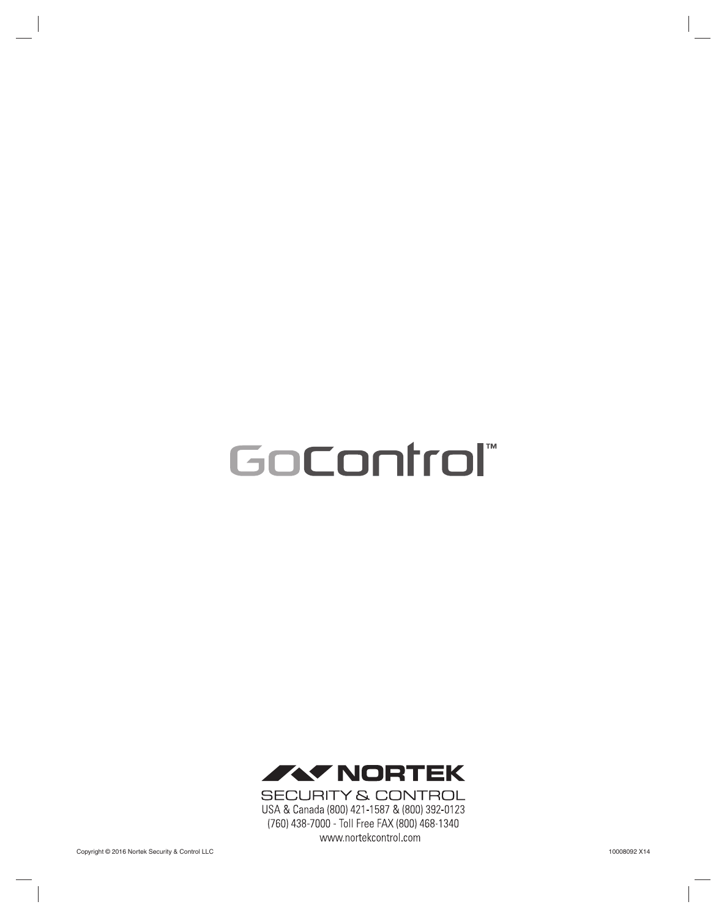GoControl™

NORTEK

SECURITY & CONTROL

USA & Canada (800) 421-1587 & (800) 392-0123

(760) 438-7000 - Toll Free FAX (800) 468-1340

www.nortekcontrol.com

Copyright © 2016 Nortek Security & Control LLC

10008092 X14